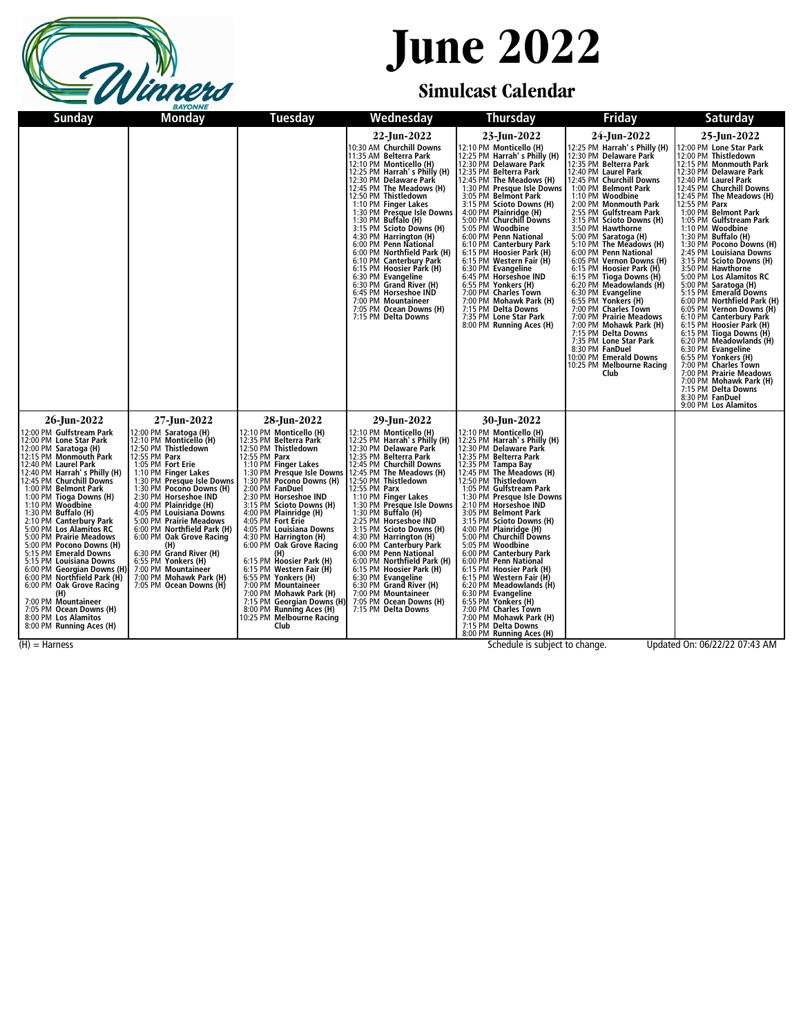# June 2022

## Simulcast Calendar

Winners BAYONNE

| Sunday | Monday | Tuesday | Wednesday | Thursday | Friday | Saturday |
|---|---|---|---|---|---|---|
| | | | **22-Jun-2022**<br>10:30 AM **Churchill Downs**<br>11:35 AM **Belterra Park**<br>12:10 PM **Monticello (H)**<br>12:25 PM **Harrah' s Philly (H)**<br>12:30 PM **Delaware Park**<br>12:45 PM **The Meadows (H)**<br>12:50 PM **Thistledown**<br>1:10 PM **Finger Lakes**<br>1:30 PM **Presque Isle Downs**<br>1:30 PM **Buffalo (H)**<br>3:15 PM **Scioto Downs (H)**<br>4:30 PM **Harrington (H)**<br>6:00 PM **Penn National**<br>6:00 PM **Northfield Park (H)**<br>6:10 PM **Canterbury Park**<br>6:15 PM **Hoosier Park (H)**<br>6:30 PM **Evangeline**<br>6:30 PM **Grand River (H)**<br>6:45 PM **Horseshoe IND**<br>7:00 PM **Mountaineer**<br>7:05 PM **Ocean Downs (H)**<br>7:15 PM **Delta Downs** | **23-Jun-2022**<br>12:10 PM **Monticello (H)**<br>12:25 PM **Harrah' s Philly (H)**<br>12:30 PM **Delaware Park**<br>12:35 PM **Belterra Park**<br>12:45 PM **The Meadows (H)**<br>1:30 PM **Presque Isle Downs**<br>3:05 PM **Belmont Park**<br>3:15 PM **Scioto Downs (H)**<br>4:00 PM **Plainridge (H)**<br>5:00 PM **Churchill Downs**<br>5:05 PM **Woodbine**<br>6:00 PM **Penn National**<br>6:10 PM **Canterbury Park**<br>6:15 PM **Hoosier Park (H)**<br>6:15 PM **Western Fair (H)**<br>6:30 PM **Evangeline**<br>6:45 PM **Horseshoe IND**<br>6:55 PM **Yonkers (H)**<br>7:00 PM **Charles Town**<br>7:00 PM **Mohawk Park (H)**<br>7:15 PM **Delta Downs**<br>7:35 PM **Lone Star Park**<br>8:00 PM **Running Aces (H)** | **24-Jun-2022**<br>12:25 PM **Harrah' s Philly (H)**<br>12:30 PM **Delaware Park**<br>12:35 PM **Belterra Park**<br>12:40 PM **Laurel Park**<br>12:45 PM **Churchill Downs**<br>1:00 PM **Belmont Park**<br>1:10 PM **Woodbine**<br>2:00 PM **Monmouth Park**<br>2:55 PM **Gulfstream Park**<br>3:15 PM **Scioto Downs (H)**<br>3:50 PM **Hawthorne**<br>5:00 PM **Saratoga (H)**<br>5:10 PM **The Meadows (H)**<br>6:00 PM **Penn National**<br>6:05 PM **Vernon Downs (H)**<br>6:15 PM **Hoosier Park (H)**<br>6:15 PM **Tioga Downs (H)**<br>6:20 PM **Meadowlands (H)**<br>6:30 PM **Evangeline**<br>6:55 PM **Yonkers (H)**<br>7:00 PM **Charles Town**<br>7:00 PM **Prairie Meadows**<br>7:00 PM **Mohawk Park (H)**<br>7:15 PM **Delta Downs**<br>7:35 PM **Lone Star Park**<br>8:30 PM **FanDuel**<br>10:00 PM **Emerald Downs**<br>10:25 PM **Melbourne Racing Club** | **25-Jun-2022**<br>12:00 PM **Lone Star Park**<br>12:00 PM **Thistledown**<br>12:15 PM **Monmouth Park**<br>12:30 PM **Delaware Park**<br>12:40 PM **Laurel Park**<br>12:45 PM **Churchill Downs**<br>12:45 PM **The Meadows (H)**<br>12:55 PM **Parx**<br>1:00 PM **Belmont Park**<br>1:05 PM **Gulfstream Park**<br>1:10 PM **Woodbine**<br>1:30 PM **Buffalo (H)**<br>1:30 PM **Pocono Downs (H)**<br>2:45 PM **Louisiana Downs**<br>3:15 PM **Scioto Downs (H)**<br>3:50 PM **Hawthorne**<br>5:00 PM **Los Alamitos RC**<br>5:00 PM **Saratoga (H)**<br>5:15 PM **Emerald Downs**<br>6:00 PM **Northfield Park (H)**<br>6:05 PM **Vernon Downs (H)**<br>6:10 PM **Canterbury Park**<br>6:15 PM **Hoosier Park (H)**<br>6:15 PM **Tioga Downs (H)**<br>6:20 PM **Meadowlands (H)**<br>6:30 PM **Evangeline**<br>6:55 PM **Yonkers (H)**<br>7:00 PM **Charles Town**<br>7:00 PM **Prairie Meadows**<br>7:00 PM **Mohawk Park (H)**<br>7:15 PM **Delta Downs**<br>8:30 PM **FanDuel**<br>9:00 PM **Los Alamitos** |
| **26-Jun-2022**<br>12:00 PM **Gulfstream Park**<br>12:00 PM **Lone Star Park**<br>12:00 PM **Saratoga (H)**<br>12:15 PM **Monmouth Park**<br>12:40 PM **Laurel Park**<br>12:40 PM **Harrah' s Philly (H)**<br>12:45 PM **Churchill Downs**<br>1:00 PM **Belmont Park**<br>1:00 PM **Tioga Downs (H)**<br>1:10 PM **Woodbine**<br>1:30 PM **Buffalo (H)**<br>2:10 PM **Canterbury Park**<br>5:00 PM **Los Alamitos RC**<br>5:00 PM **Prairie Meadows**<br>5:00 PM **Pocono Downs (H)**<br>5:15 PM **Emerald Downs**<br>5:15 PM **Louisiana Downs**<br>6:00 PM **Georgian Downs (H)**<br>6:00 PM **Northfield Park (H)**<br>6:00 PM **Oak Grove Racing (H)**<br>7:00 PM **Mountaineer**<br>7:05 PM **Ocean Downs (H)**<br>8:00 PM **Los Alamitos**<br>8:00 PM **Running Aces (H)** | **27-Jun-2022**<br>12:00 PM **Saratoga (H)**<br>12:10 PM **Monticello (H)**<br>12:50 PM **Thistledown**<br>12:55 PM **Parx**<br>1:05 PM **Fort Erie**<br>1:10 PM **Finger Lakes**<br>1:30 PM **Presque Isle Downs**<br>1:30 PM **Pocono Downs (H)**<br>2:30 PM **Horseshoe IND**<br>4:00 PM **Plainridge (H)**<br>4:05 PM **Louisiana Downs**<br>5:00 PM **Prairie Meadows**<br>6:00 PM **Northfield Park (H)**<br>6:00 PM **Oak Grove Racing (H)**<br>6:30 PM **Grand River (H)**<br>6:55 PM **Yonkers (H)**<br>7:00 PM **Mountaineer**<br>7:00 PM **Mohawk Park (H)**<br>7:05 PM **Ocean Downs (H)** | **28-Jun-2022**<br>12:10 PM **Monticello (H)**<br>12:35 PM **Belterra Park**<br>12:50 PM **Thistledown**<br>12:55 PM **Parx**<br>1:10 PM **Finger Lakes**<br>1:30 PM **Presque Isle Downs**<br>1:30 PM **Pocono Downs (H)**<br>2:00 PM **FanDuel**<br>2:30 PM **Horseshoe IND**<br>3:15 PM **Scioto Downs (H)**<br>4:00 PM **Plainridge (H)**<br>4:05 PM **Fort Erie**<br>4:05 PM **Louisiana Downs**<br>4:30 PM **Harrington (H)**<br>6:00 PM **Oak Grove Racing (H)**<br>6:15 PM **Hoosier Park (H)**<br>6:15 PM **Western Fair (H)**<br>6:55 PM **Yonkers (H)**<br>7:00 PM **Mountaineer**<br>7:00 PM **Mohawk Park (H)**<br>7:15 PM **Georgian Downs (H)**<br>8:00 PM **Running Aces (H)**<br>10:25 PM **Melbourne Racing Club** | **29-Jun-2022**<br>12:10 PM **Monticello (H)**<br>12:25 PM **Harrah' s Philly (H)**<br>12:30 PM **Delaware Park**<br>12:35 PM **Belterra Park**<br>12:45 PM **Churchill Downs**<br>12:45 PM **The Meadows (H)**<br>12:50 PM **Thistledown**<br>12:55 PM **Parx**<br>1:10 PM **Finger Lakes**<br>1:30 PM **Presque Isle Downs**<br>1:30 PM **Buffalo (H)**<br>2:25 PM **Horseshoe IND**<br>3:15 PM **Scioto Downs (H)**<br>4:30 PM **Harrington (H)**<br>6:00 PM **Canterbury Park**<br>6:00 PM **Penn National**<br>6:00 PM **Northfield Park (H)**<br>6:15 PM **Hoosier Park (H)**<br>6:30 PM **Evangeline**<br>6:30 PM **Grand River (H)**<br>7:00 PM **Mountaineer**<br>7:05 PM **Ocean Downs (H)**<br>7:15 PM **Delta Downs** | **30-Jun-2022**<br>12:10 PM **Monticello (H)**<br>12:25 PM **Harrah' s Philly (H)**<br>12:30 PM **Delaware Park**<br>12:35 PM **Belterra Park**<br>12:35 PM **Tampa Bay**<br>12:45 PM **The Meadows (H)**<br>12:50 PM **Thistledown**<br>1:05 PM **Gulfstream Park**<br>1:30 PM **Presque Isle Downs**<br>2:10 PM **Horseshoe IND**<br>3:05 PM **Belmont Park**<br>3:15 PM **Scioto Downs (H)**<br>4:00 PM **Plainridge (H)**<br>5:00 PM **Churchill Downs**<br>5:05 PM **Woodbine**<br>6:00 PM **Canterbury Park**<br>6:00 PM **Penn National**<br>6:15 PM **Hoosier Park (H)**<br>6:15 PM **Western Fair (H)**<br>6:20 PM **Meadowlands (H)**<br>6:30 PM **Evangeline**<br>6:55 PM **Yonkers (H)**<br>7:00 PM **Charles Town**<br>7:00 PM **Mohawk Park (H)**<br>7:15 PM **Delta Downs**<br>8:00 PM **Running Aces (H)** | | |

(H) = Harness

Schedule is subject to change.

Updated On: 06/22/22 07:43 AM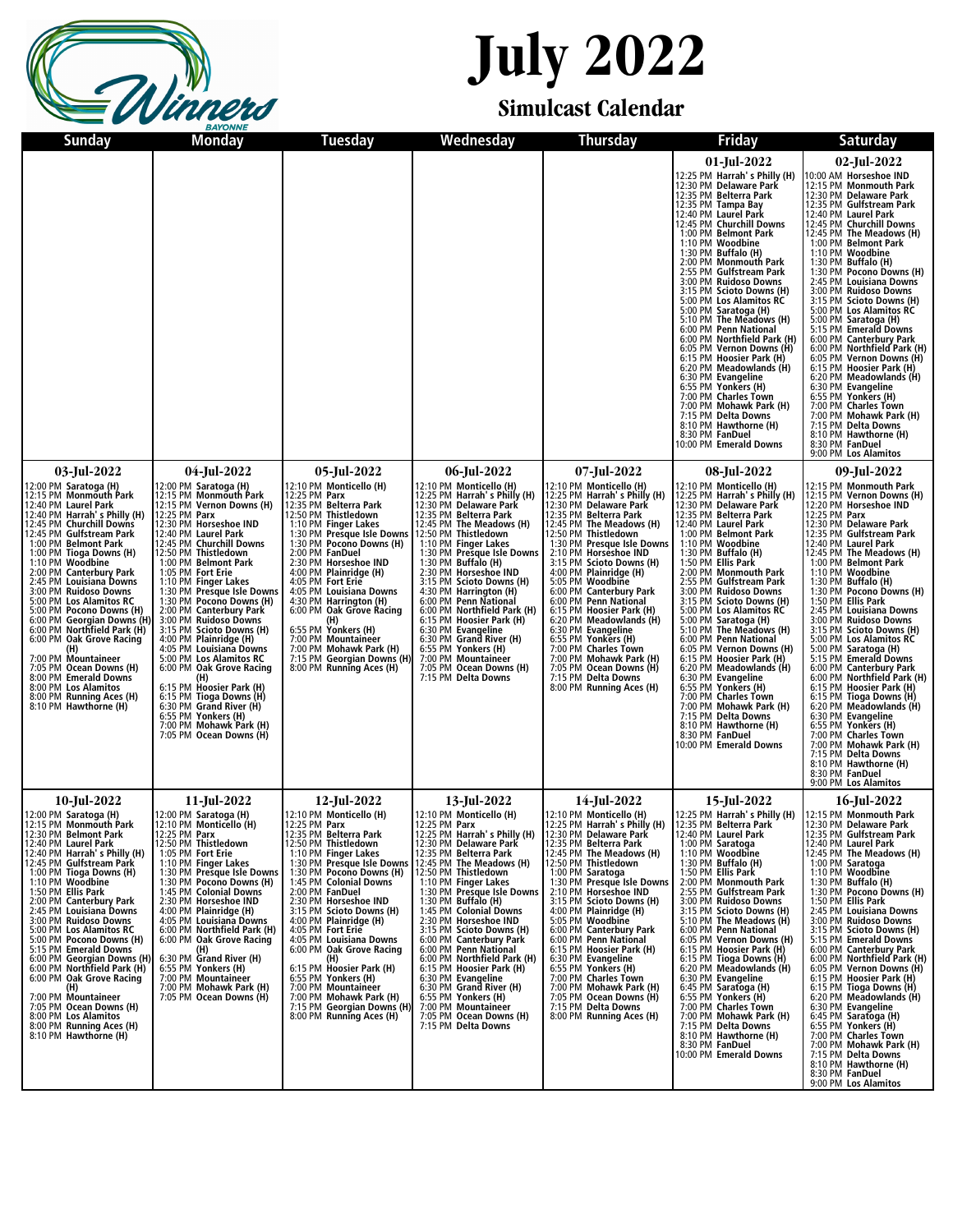# July 2022

## Simulcast Calendar

| Sunday | Monday | Tuesday | Wednesday | Thursday | Friday | Saturday |
|---|---|---|---|---|---|---|
| | | | | | **01-Jul-2022**<br>12:25 PM **Harrah' s Philly (H)**<br>12:30 PM **Delaware Park**<br>12:35 PM **Belterra Park**<br>12:35 PM **Tampa Bay**<br>12:40 PM **Laurel Park**<br>12:45 PM **Churchill Downs**<br>1:00 PM **Belmont Park**<br>1:10 PM **Woodbine**<br>1:30 PM **Buffalo (H)**<br>2:00 PM **Monmouth Park**<br>2:55 PM **Gulfstream Park**<br>3:00 PM **Ruidoso Downs**<br>3:15 PM **Scioto Downs (H)**<br>5:00 PM **Los Alamitos RC**<br>5:00 PM **Saratoga (H)**<br>5:10 PM **The Meadows (H)**<br>6:00 PM **Penn National**<br>6:00 PM **Northfield Park (H)**<br>6:05 PM **Vernon Downs (H)**<br>6:15 PM **Hoosier Park (H)**<br>6:20 PM **Meadowlands (H)**<br>6:30 PM **Evangeline**<br>6:55 PM **Yonkers (H)**<br>7:00 PM **Charles Town**<br>7:00 PM **Mohawk Park (H)**<br>7:15 PM **Delta Downs**<br>8:10 PM **Hawthorne (H)**<br>8:30 PM **FanDuel**<br>10:00 PM **Emerald Downs** | **02-Jul-2022**<br>10:00 AM **Horseshoe IND**<br>12:15 PM **Monmouth Park**<br>12:30 PM **Delaware Park**<br>12:35 PM **Gulfstream Park**<br>12:40 PM **Laurel Park**<br>12:45 PM **Churchill Downs**<br>12:45 PM **The Meadows (H)**<br>1:00 PM **Belmont Park**<br>1:10 PM **Woodbine**<br>1:30 PM **Buffalo (H)**<br>1:30 PM **Pocono Downs (H)**<br>2:45 PM **Louisiana Downs**<br>3:00 PM **Ruidoso Downs**<br>3:15 PM **Scioto Downs (H)**<br>5:00 PM **Los Alamitos RC**<br>5:00 PM **Saratoga (H)**<br>5:15 PM **Emerald Downs**<br>6:00 PM **Canterbury Park**<br>6:00 PM **Northfield Park (H)**<br>6:05 PM **Vernon Downs (H)**<br>6:15 PM **Hoosier Park (H)**<br>6:20 PM **Meadowlands (H)**<br>6:30 PM **Evangeline**<br>6:55 PM **Yonkers (H)**<br>7:00 PM **Charles Town**<br>7:00 PM **Mohawk Park (H)**<br>7:15 PM **Delta Downs**<br>8:10 PM **Hawthorne (H)**<br>8:30 PM **FanDuel**<br>9:00 PM **Los Alamitos** |
| **03-Jul-2022**<br>12:00 PM **Saratoga (H)**<br>12:15 PM **Monmouth Park**<br>12:40 PM **Laurel Park**<br>12:40 PM **Harrah' s Philly (H)**<br>12:45 PM **Churchill Downs**<br>12:45 PM **Gulfstream Park**<br>1:00 PM **Belmont Park**<br>1:00 PM **Tioga Downs (H)**<br>1:10 PM **Woodbine**<br>2:00 PM **Canterbury Park**<br>2:45 PM **Louisiana Downs**<br>3:00 PM **Ruidoso Downs**<br>5:00 PM **Los Alamitos RC**<br>5:00 PM **Pocono Downs (H)**<br>6:00 PM **Georgian Downs (H)**<br>6:00 PM **Northfield Park (H)**<br>6:00 PM **Oak Grove Racing (H)**<br>7:00 PM **Mountaineer**<br>7:05 PM **Ocean Downs (H)**<br>8:00 PM **Emerald Downs**<br>8:00 PM **Los Alamitos**<br>8:00 PM **Running Aces (H)**<br>8:10 PM **Hawthorne (H)** | **04-Jul-2022**<br>12:00 PM **Saratoga (H)**<br>12:15 PM **Monmouth Park**<br>12:15 PM **Vernon Downs (H)**<br>12:25 PM **Parx**<br>12:30 PM **Horseshoe IND**<br>12:40 PM **Laurel Park**<br>12:45 PM **Churchill Downs**<br>12:50 PM **Thistledown**<br>1:00 PM **Belmont Park**<br>1:05 PM **Fort Erie**<br>1:10 PM **Finger Lakes**<br>1:30 PM **Presque Isle Downs**<br>1:30 PM **Pocono Downs (H)**<br>2:00 PM **Canterbury Park**<br>3:00 PM **Ruidoso Downs**<br>3:15 PM **Scioto Downs (H)**<br>4:00 PM **Plainridge (H)**<br>4:05 PM **Louisiana Downs**<br>5:00 PM **Los Alamitos RC**<br>6:00 PM **Oak Grove Racing (H)**<br>6:15 PM **Hoosier Park (H)**<br>6:15 PM **Tioga Downs (H)**<br>6:30 PM **Grand River (H)**<br>6:55 PM **Yonkers (H)**<br>7:00 PM **Mohawk Park (H)**<br>7:05 PM **Ocean Downs (H)** | **05-Jul-2022**<br>12:10 PM **Monticello (H)**<br>12:25 PM **Parx**<br>12:35 PM **Belterra Park**<br>12:50 PM **Thistledown**<br>1:10 PM **Finger Lakes**<br>1:30 PM **Presque Isle Downs**<br>1:30 PM **Pocono Downs (H)**<br>2:00 PM **FanDuel**<br>2:30 PM **Horseshoe IND**<br>4:00 PM **Plainridge (H)**<br>4:05 PM **Fort Erie**<br>4:05 PM **Louisiana Downs**<br>4:30 PM **Harrington (H)**<br>6:00 PM **Oak Grove Racing (H)**<br>6:55 PM **Yonkers (H)**<br>7:00 PM **Mountaineer**<br>7:00 PM **Mohawk Park (H)**<br>7:15 PM **Georgian Downs (H)**<br>8:00 PM **Running Aces (H)** | **06-Jul-2022**<br>12:10 PM **Monticello (H)**<br>12:25 PM **Harrah' s Philly (H)**<br>12:30 PM **Delaware Park**<br>12:35 PM **Belterra Park**<br>12:45 PM **The Meadows (H)**<br>12:50 PM **Thistledown**<br>1:10 PM **Finger Lakes**<br>1:30 PM **Presque Isle Downs**<br>1:30 PM **Buffalo (H)**<br>2:30 PM **Horseshoe IND**<br>3:15 PM **Scioto Downs (H)**<br>4:30 PM **Harrington (H)**<br>6:00 PM **Penn National**<br>6:00 PM **Northfield Park (H)**<br>6:15 PM **Hoosier Park (H)**<br>6:30 PM **Evangeline**<br>6:30 PM **Grand River (H)**<br>6:55 PM **Yonkers (H)**<br>7:00 PM **Mountaineer**<br>7:05 PM **Ocean Downs (H)**<br>7:15 PM **Delta Downs** | **07-Jul-2022**<br>12:10 PM **Monticello (H)**<br>12:25 PM **Harrah' s Philly (H)**<br>12:30 PM **Delaware Park**<br>12:35 PM **Belterra Park**<br>12:45 PM **The Meadows (H)**<br>12:50 PM **Thistledown**<br>1:30 PM **Presque Isle Downs**<br>2:10 PM **Horseshoe IND**<br>3:15 PM **Scioto Downs (H)**<br>4:00 PM **Plainridge (H)**<br>5:05 PM **Woodbine**<br>6:00 PM **Canterbury Park**<br>6:00 PM **Penn National**<br>6:15 PM **Hoosier Park (H)**<br>6:20 PM **Meadowlands (H)**<br>6:30 PM **Evangeline**<br>6:55 PM **Yonkers (H)**<br>7:00 PM **Charles Town**<br>7:00 PM **Mohawk Park (H)**<br>7:05 PM **Ocean Downs (H)**<br>7:15 PM **Delta Downs**<br>8:00 PM **Running Aces (H)** | **08-Jul-2022**<br>12:10 PM **Monticello (H)**<br>12:25 PM **Harrah' s Philly (H)**<br>12:30 PM **Delaware Park**<br>12:35 PM **Belterra Park**<br>12:40 PM **Laurel Park**<br>1:00 PM **Belmont Park**<br>1:10 PM **Woodbine**<br>1:30 PM **Buffalo (H)**<br>1:50 PM **Ellis Park**<br>2:00 PM **Monmouth Park**<br>2:55 PM **Gulfstream Park**<br>3:00 PM **Ruidoso Downs**<br>3:15 PM **Scioto Downs (H)**<br>5:00 PM **Los Alamitos RC**<br>5:00 PM **Saratoga (H)**<br>5:10 PM **The Meadows (H)**<br>6:00 PM **Penn National**<br>6:05 PM **Vernon Downs (H)**<br>6:15 PM **Hoosier Park (H)**<br>6:20 PM **Meadowlands (H)**<br>6:30 PM **Evangeline**<br>6:55 PM **Yonkers (H)**<br>7:00 PM **Charles Town**<br>7:00 PM **Mohawk Park (H)**<br>7:15 PM **Delta Downs**<br>8:10 PM **Hawthorne (H)**<br>8:30 PM **FanDuel**<br>10:00 PM **Emerald Downs** | **09-Jul-2022**<br>12:15 PM **Monmouth Park**<br>12:15 PM **Vernon Downs (H)**<br>12:20 PM **Horseshoe IND**<br>12:25 PM **Parx**<br>12:30 PM **Delaware Park**<br>12:35 PM **Gulfstream Park**<br>12:40 PM **Laurel Park**<br>12:45 PM **The Meadows (H)**<br>1:00 PM **Belmont Park**<br>1:10 PM **Woodbine**<br>1:30 PM **Buffalo (H)**<br>1:30 PM **Pocono Downs (H)**<br>1:50 PM **Ellis Park**<br>2:45 PM **Louisiana Downs**<br>3:00 PM **Ruidoso Downs**<br>3:15 PM **Scioto Downs (H)**<br>5:00 PM **Los Alamitos RC**<br>5:00 PM **Saratoga (H)**<br>5:15 PM **Emerald Downs**<br>6:00 PM **Canterbury Park**<br>6:00 PM **Northfield Park (H)**<br>6:15 PM **Hoosier Park (H)**<br>6:15 PM **Tioga Downs (H)**<br>6:20 PM **Meadowlands (H)**<br>6:30 PM **Evangeline**<br>6:55 PM **Yonkers (H)**<br>7:00 PM **Charles Town**<br>7:00 PM **Mohawk Park (H)**<br>7:15 PM **Delta Downs**<br>8:10 PM **Hawthorne (H)**<br>8:30 PM **FanDuel**<br>9:00 PM **Los Alamitos** |
| **10-Jul-2022**<br>12:00 PM **Saratoga (H)**<br>12:15 PM **Monmouth Park**<br>12:30 PM **Belmont Park**<br>12:40 PM **Laurel Park**<br>12:40 PM **Harrah' s Philly (H)**<br>12:45 PM **Gulfstream Park**<br>1:00 PM **Tioga Downs (H)**<br>1:10 PM **Woodbine**<br>1:50 PM **Ellis Park**<br>2:00 PM **Canterbury Park**<br>2:45 PM **Louisiana Downs**<br>3:00 PM **Ruidoso Downs**<br>5:00 PM **Los Alamitos RC**<br>5:00 PM **Pocono Downs (H)**<br>5:15 PM **Emerald Downs**<br>6:00 PM **Georgian Downs (H)**<br>6:00 PM **Northfield Park (H)**<br>6:00 PM **Oak Grove Racing (H)**<br>7:00 PM **Mountaineer**<br>7:05 PM **Ocean Downs (H)**<br>8:00 PM **Los Alamitos**<br>8:00 PM **Running Aces (H)**<br>8:10 PM **Hawthorne (H)** | **11-Jul-2022**<br>12:00 PM **Saratoga (H)**<br>12:10 PM **Monticello (H)**<br>12:25 PM **Parx**<br>12:50 PM **Thistledown**<br>1:05 PM **Fort Erie**<br>1:10 PM **Finger Lakes**<br>1:30 PM **Presque Isle Downs**<br>1:30 PM **Pocono Downs (H)**<br>1:45 PM **Colonial Downs**<br>2:30 PM **Horseshoe IND**<br>4:00 PM **Plainridge (H)**<br>4:05 PM **Louisiana Downs**<br>6:00 PM **Northfield Park (H)**<br>6:00 PM **Oak Grove Racing (H)**<br>6:30 PM **Grand River (H)**<br>6:55 PM **Yonkers (H)**<br>7:00 PM **Mountaineer**<br>7:00 PM **Mohawk Park (H)**<br>7:05 PM **Ocean Downs (H)** | **12-Jul-2022**<br>12:10 PM **Monticello (H)**<br>12:25 PM **Parx**<br>12:35 PM **Belterra Park**<br>12:50 PM **Thistledown**<br>1:10 PM **Finger Lakes**<br>1:30 PM **Presque Isle Downs**<br>1:30 PM **Pocono Downs (H)**<br>1:45 PM **Colonial Downs**<br>2:00 PM **FanDuel**<br>2:30 PM **Horseshoe IND**<br>3:15 PM **Scioto Downs (H)**<br>4:00 PM **Plainridge (H)**<br>4:05 PM **Fort Erie**<br>4:05 PM **Louisiana Downs**<br>6:00 PM **Oak Grove Racing (H)**<br>6:15 PM **Hoosier Park (H)**<br>6:55 PM **Yonkers (H)**<br>7:00 PM **Mountaineer**<br>7:00 PM **Mohawk Park (H)**<br>7:15 PM **Georgian Downs (H)**<br>8:00 PM **Running Aces (H)** | **13-Jul-2022**<br>12:10 PM **Monticello (H)**<br>12:25 PM **Parx**<br>12:25 PM **Harrah' s Philly (H)**<br>12:30 PM **Delaware Park**<br>12:35 PM **Belterra Park**<br>12:45 PM **The Meadows (H)**<br>12:50 PM **Thistledown**<br>1:10 PM **Finger Lakes**<br>1:30 PM **Presque Isle Downs**<br>1:30 PM **Buffalo (H)**<br>1:45 PM **Colonial Downs**<br>2:30 PM **Horseshoe IND**<br>3:15 PM **Scioto Downs (H)**<br>6:00 PM **Canterbury Park**<br>6:00 PM **Penn National**<br>6:00 PM **Northfield Park (H)**<br>6:15 PM **Hoosier Park (H)**<br>6:30 PM **Evangeline**<br>6:30 PM **Grand River (H)**<br>6:55 PM **Yonkers (H)**<br>7:00 PM **Mountaineer**<br>7:05 PM **Ocean Downs (H)**<br>7:15 PM **Delta Downs** | **14-Jul-2022**<br>12:10 PM **Monticello (H)**<br>12:25 PM **Harrah' s Philly (H)**<br>12:30 PM **Delaware Park**<br>12:35 PM **Belterra Park**<br>12:45 PM **The Meadows (H)**<br>12:50 PM **Thistledown**<br>1:00 PM **Saratoga**<br>1:30 PM **Presque Isle Downs**<br>2:10 PM **Horseshoe IND**<br>3:15 PM **Scioto Downs (H)**<br>4:00 PM **Plainridge (H)**<br>5:05 PM **Woodbine**<br>6:00 PM **Canterbury Park**<br>6:00 PM **Penn National**<br>6:15 PM **Hoosier Park (H)**<br>6:30 PM **Evangeline**<br>6:55 PM **Yonkers (H)**<br>7:00 PM **Charles Town**<br>7:00 PM **Mohawk Park (H)**<br>7:05 PM **Ocean Downs (H)**<br>7:15 PM **Delta Downs**<br>8:00 PM **Running Aces (H)** | **15-Jul-2022**<br>12:25 PM **Harrah' s Philly (H)**<br>12:35 PM **Belterra Park**<br>12:40 PM **Laurel Park**<br>1:00 PM **Saratoga**<br>1:10 PM **Woodbine**<br>1:30 PM **Buffalo (H)**<br>1:50 PM **Ellis Park**<br>2:00 PM **Monmouth Park**<br>2:55 PM **Gulfstream Park**<br>3:00 PM **Ruidoso Downs**<br>3:15 PM **Scioto Downs (H)**<br>5:10 PM **The Meadows (H)**<br>6:00 PM **Penn National**<br>6:05 PM **Vernon Downs (H)**<br>6:15 PM **Hoosier Park (H)**<br>6:15 PM **Tioga Downs (H)**<br>6:20 PM **Meadowlands (H)**<br>6:30 PM **Evangeline**<br>6:45 PM **Saratoga (H)**<br>6:55 PM **Yonkers (H)**<br>7:00 PM **Charles Town**<br>7:00 PM **Mohawk Park (H)**<br>7:15 PM **Delta Downs**<br>8:10 PM **Hawthorne (H)**<br>8:30 PM **FanDuel**<br>10:00 PM **Emerald Downs** | **16-Jul-2022**<br>12:15 PM **Monmouth Park**<br>12:30 PM **Delaware Park**<br>12:35 PM **Gulfstream Park**<br>12:40 PM **Laurel Park**<br>12:45 PM **The Meadows (H)**<br>1:00 PM **Saratoga**<br>1:10 PM **Woodbine**<br>1:30 PM **Buffalo (H)**<br>1:30 PM **Pocono Downs (H)**<br>1:50 PM **Ellis Park**<br>2:45 PM **Louisiana Downs**<br>3:00 PM **Ruidoso Downs**<br>3:15 PM **Scioto Downs (H)**<br>5:15 PM **Emerald Downs**<br>6:00 PM **Canterbury Park**<br>6:00 PM **Northfield Park (H)**<br>6:05 PM **Vernon Downs (H)**<br>6:15 PM **Hoosier Park (H)**<br>6:15 PM **Tioga Downs (H)**<br>6:20 PM **Meadowlands (H)**<br>6:30 PM **Evangeline**<br>6:45 PM **Saratoga (H)**<br>6:55 PM **Yonkers (H)**<br>7:00 PM **Charles Town**<br>7:00 PM **Mohawk Park (H)**<br>7:15 PM **Delta Downs**<br>8:10 PM **Hawthorne (H)**<br>8:30 PM **FanDuel**<br>9:00 PM **Los Alamitos** |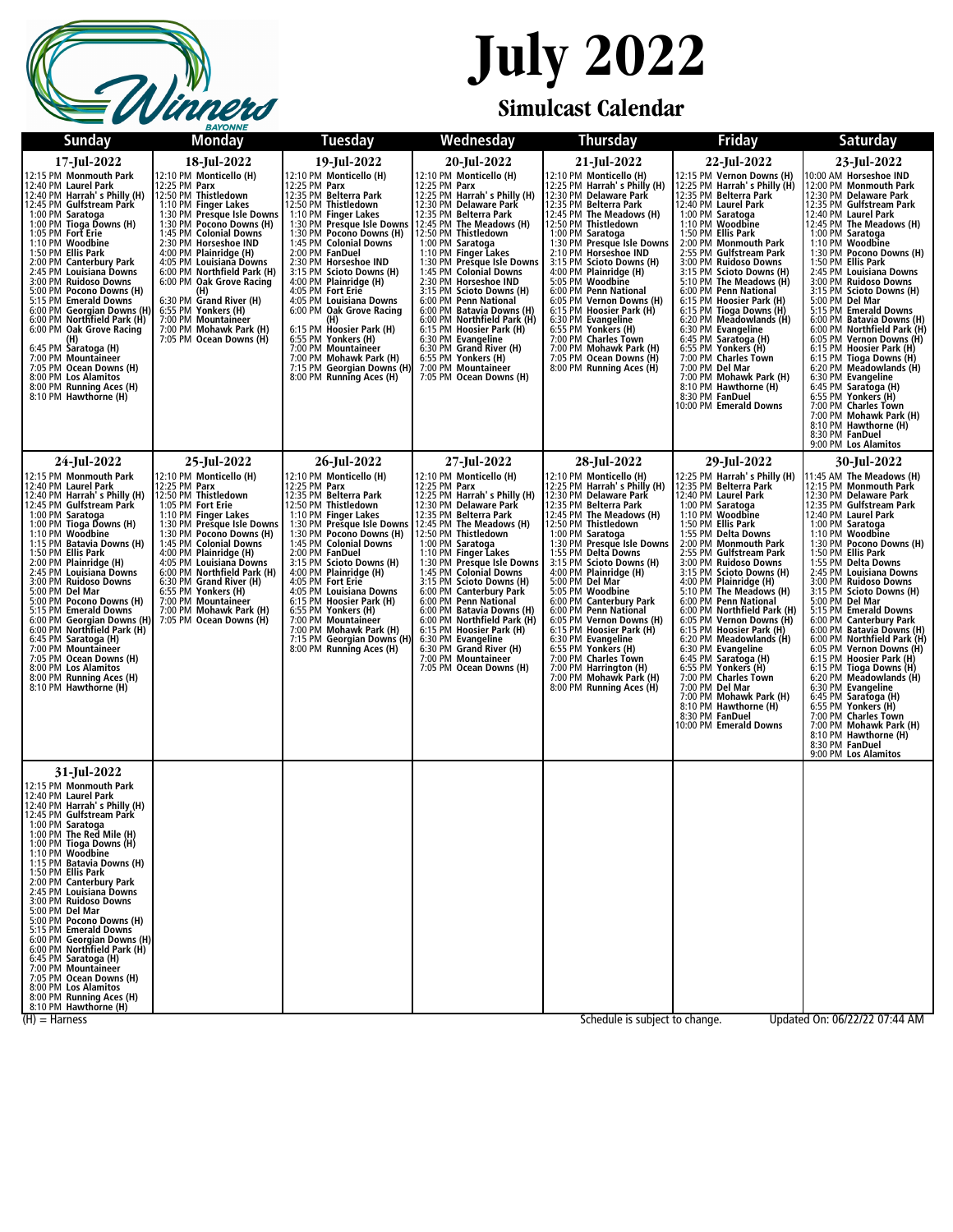# July 2022

## Simulcast Calendar

| Sunday | Monday | Tuesday | Wednesday | Thursday | Friday | Saturday |
|---|---|---|---|---|---|---|
| **17-Jul-2022**<br>12:15 PM **Monmouth Park**<br>12:40 PM **Laurel Park**<br>12:40 PM **Harrah's Philly (H)**<br>12:45 PM **Gulfstream Park**<br>1:00 PM **Saratoga**<br>1:00 PM **Tioga Downs (H)**<br>1:05 PM **Fort Erie**<br>1:10 PM **Woodbine**<br>1:50 PM **Ellis Park**<br>2:00 PM **Canterbury Park**<br>2:45 PM **Louisiana Downs**<br>3:00 PM **Ruidoso Downs**<br>5:00 PM **Pocono Downs (H)**<br>5:15 PM **Emerald Downs**<br>6:00 PM **Georgian Downs (H)**<br>6:00 PM **Northfield Park (H)**<br>6:00 PM **Oak Grove Racing (H)**<br>6:45 PM **Saratoga (H)**<br>7:00 PM **Mountaineer**<br>7:05 PM **Ocean Downs (H)**<br>8:00 PM **Los Alamitos**<br>8:00 PM **Running Aces (H)**<br>8:10 PM **Hawthorne (H)** | **18-Jul-2022**<br>12:10 PM **Monticello (H)**<br>12:25 PM **Parx**<br>12:50 PM **Thistledown**<br>1:10 PM **Finger Lakes**<br>1:30 PM **Presque Isle Downs**<br>1:30 PM **Pocono Downs (H)**<br>1:45 PM **Colonial Downs**<br>2:30 PM **Horseshoe IND**<br>4:00 PM **Plainridge (H)**<br>4:05 PM **Louisiana Downs**<br>6:00 PM **Northfield Park (H)**<br>6:00 PM **Oak Grove Racing (H)**<br>6:30 PM **Grand River (H)**<br>6:55 PM **Yonkers (H)**<br>7:00 PM **Mountaineer**<br>7:00 PM **Mohawk Park (H)**<br>7:05 PM **Ocean Downs (H)** | **19-Jul-2022**<br>12:10 PM **Monticello (H)**<br>12:25 PM **Parx**<br>12:35 PM **Belterra Park**<br>12:50 PM **Thistledown**<br>1:10 PM **Finger Lakes**<br>1:30 PM **Presque Isle Downs**<br>1:30 PM **Pocono Downs (H)**<br>1:45 PM **Colonial Downs**<br>2:00 PM **FanDuel**<br>2:30 PM **Horseshoe IND**<br>3:15 PM **Scioto Downs (H)**<br>4:00 PM **Plainridge (H)**<br>4:05 PM **Fort Erie**<br>4:05 PM **Louisiana Downs**<br>6:00 PM **Oak Grove Racing (H)**<br>6:15 PM **Hoosier Park (H)**<br>6:55 PM **Yonkers (H)**<br>7:00 PM **Mountaineer**<br>7:00 PM **Mohawk Park (H)**<br>7:15 PM **Georgian Downs (H)**<br>8:00 PM **Running Aces (H)** | **20-Jul-2022**<br>12:10 PM **Monticello (H)**<br>12:25 PM **Harrah's Philly (H)**<br>12:30 PM **Delaware Park**<br>12:35 PM **Belterra Park**<br>12:45 PM **The Meadows (H)**<br>12:50 PM **Thistledown**<br>1:00 PM **Saratoga**<br>1:10 PM **Finger Lakes**<br>1:30 PM **Presque Isle Downs**<br>1:45 PM **Colonial Downs**<br>2:30 PM **Horseshoe IND**<br>3:15 PM **Scioto Downs (H)**<br>6:00 PM **Penn National**<br>6:00 PM **Batavia Downs (H)**<br>6:00 PM **Northfield Park (H)**<br>6:15 PM **Hoosier Park (H)**<br>6:30 PM **Evangeline**<br>6:30 PM **Grand River (H)**<br>6:55 PM **Yonkers (H)**<br>7:00 PM **Mountaineer**<br>7:05 PM **Ocean Downs (H)** | **21-Jul-2022**<br>12:10 PM **Monticello (H)**<br>12:25 PM **Harrah's Philly (H)**<br>12:30 PM **Delaware Park**<br>12:35 PM **Belterra Park**<br>12:45 PM **The Meadows (H)**<br>12:50 PM **Thistledown**<br>1:00 PM **Saratoga**<br>1:30 PM **Presque Isle Downs**<br>2:10 PM **Horseshoe IND**<br>3:15 PM **Scioto Downs (H)**<br>4:00 PM **Plainridge (H)**<br>5:05 PM **Woodbine**<br>6:00 PM **Penn National**<br>6:05 PM **Vernon Downs (H)**<br>6:15 PM **Hoosier Park (H)**<br>6:30 PM **Evangeline**<br>6:55 PM **Yonkers (H)**<br>7:00 PM **Charles Town**<br>7:00 PM **Mohawk Park (H)**<br>7:05 PM **Ocean Downs (H)**<br>8:00 PM **Running Aces (H)** | **22-Jul-2022**<br>12:15 PM **Vernon Downs (H)**<br>12:25 PM **Harrah's Philly (H)**<br>12:35 PM **Belterra Park**<br>12:40 PM **Laurel Park**<br>1:00 PM **Saratoga**<br>1:10 PM **Woodbine**<br>1:50 PM **Ellis Park**<br>2:00 PM **Monmouth Park**<br>2:55 PM **Gulfstream Park**<br>3:00 PM **Ruidoso Downs**<br>3:15 PM **Scioto Downs (H)**<br>5:10 PM **The Meadows (H)**<br>6:00 PM **Penn National**<br>6:15 PM **Hoosier Park (H)**<br>6:15 PM **Tioga Downs (H)**<br>6:20 PM **Meadowlands (H)**<br>6:30 PM **Evangeline**<br>6:45 PM **Saratoga (H)**<br>6:55 PM **Yonkers (H)**<br>7:00 PM **Charles Town**<br>7:00 PM **Del Mar**<br>7:00 PM **Mohawk Park (H)**<br>8:10 PM **Hawthorne (H)**<br>8:30 PM **FanDuel**<br>10:00 PM **Emerald Downs** | **23-Jul-2022**<br>10:00 AM **Horseshoe IND**<br>12:00 PM **Monmouth Park**<br>12:30 PM **Delaware Park**<br>12:35 PM **Gulfstream Park**<br>12:40 PM **Laurel Park**<br>12:45 PM **The Meadows (H)**<br>1:00 PM **Saratoga**<br>1:10 PM **Woodbine**<br>1:30 PM **Pocono Downs (H)**<br>1:50 PM **Ellis Park**<br>2:45 PM **Louisiana Downs**<br>3:00 PM **Ruidoso Downs**<br>3:15 PM **Scioto Downs (H)**<br>5:00 PM **Del Mar**<br>5:15 PM **Emerald Downs**<br>6:00 PM **Batavia Downs (H)**<br>6:00 PM **Northfield Park (H)**<br>6:05 PM **Vernon Downs (H)**<br>6:15 PM **Hoosier Park (H)**<br>6:15 PM **Tioga Downs (H)**<br>6:20 PM **Meadowlands (H)**<br>6:30 PM **Evangeline**<br>6:45 PM **Saratoga (H)**<br>6:55 PM **Yonkers (H)**<br>7:00 PM **Charles Town**<br>7:00 PM **Mohawk Park (H)**<br>8:10 PM **Hawthorne (H)**<br>8:30 PM **FanDuel**<br>9:00 PM **Los Alamitos** |
| **24-Jul-2022**<br>12:15 PM **Monmouth Park**<br>12:40 PM **Laurel Park**<br>12:40 PM **Harrah's Philly (H)**<br>12:45 PM **Gulfstream Park**<br>1:00 PM **Saratoga**<br>1:00 PM **Tioga Downs (H)**<br>1:10 PM **Woodbine**<br>1:15 PM **Batavia Downs (H)**<br>1:50 PM **Ellis Park**<br>2:00 PM **Plainridge (H)**<br>2:45 PM **Louisiana Downs**<br>3:00 PM **Ruidoso Downs**<br>5:00 PM **Del Mar**<br>5:00 PM **Pocono Downs (H)**<br>5:15 PM **Emerald Downs**<br>6:00 PM **Georgian Downs (H)**<br>6:00 PM **Northfield Park (H)**<br>6:45 PM **Saratoga (H)**<br>7:00 PM **Mountaineer**<br>7:05 PM **Ocean Downs (H)**<br>8:00 PM **Los Alamitos**<br>8:00 PM **Running Aces (H)**<br>8:10 PM **Hawthorne (H)** | **25-Jul-2022**<br>12:10 PM **Monticello (H)**<br>12:25 PM **Parx**<br>12:50 PM **Thistledown**<br>1:05 PM **Fort Erie**<br>1:10 PM **Finger Lakes**<br>1:30 PM **Presque Isle Downs**<br>1:30 PM **Pocono Downs (H)**<br>1:45 PM **Colonial Downs**<br>4:00 PM **Plainridge (H)**<br>4:05 PM **Louisiana Downs**<br>6:00 PM **Northfield Park (H)**<br>6:30 PM **Grand River (H)**<br>6:55 PM **Yonkers (H)**<br>7:00 PM **Mountaineer**<br>7:00 PM **Mohawk Park (H)**<br>7:05 PM **Ocean Downs (H)** | **26-Jul-2022**<br>12:10 PM **Monticello (H)**<br>12:25 PM **Parx**<br>12:35 PM **Belterra Park**<br>12:50 PM **Thistledown**<br>1:10 PM **Finger Lakes**<br>1:30 PM **Presque Isle Downs**<br>1:30 PM **Pocono Downs (H)**<br>1:45 PM **Colonial Downs**<br>2:00 PM **FanDuel**<br>3:15 PM **Scioto Downs (H)**<br>4:00 PM **Plainridge (H)**<br>4:05 PM **Fort Erie**<br>4:05 PM **Louisiana Downs**<br>6:15 PM **Hoosier Park (H)**<br>6:55 PM **Yonkers (H)**<br>7:00 PM **Mountaineer**<br>7:00 PM **Mohawk Park (H)**<br>7:15 PM **Georgian Downs (H)**<br>8:00 PM **Running Aces (H)** | **27-Jul-2022**<br>12:10 PM **Monticello (H)**<br>12:25 PM **Parx**<br>12:25 PM **Harrah's Philly (H)**<br>12:30 PM **Delaware Park**<br>12:35 PM **Belterra Park**<br>12:45 PM **The Meadows (H)**<br>12:50 PM **Thistledown**<br>1:00 PM **Saratoga**<br>1:10 PM **Finger Lakes**<br>1:30 PM **Presque Isle Downs**<br>1:45 PM **Colonial Downs**<br>3:15 PM **Scioto Downs (H)**<br>6:00 PM **Canterbury Park**<br>6:00 PM **Penn National**<br>6:00 PM **Batavia Downs (H)**<br>6:00 PM **Northfield Park (H)**<br>6:15 PM **Hoosier Park (H)**<br>6:30 PM **Evangeline**<br>6:30 PM **Grand River (H)**<br>7:00 PM **Mountaineer**<br>7:05 PM **Ocean Downs (H)** | **28-Jul-2022**<br>12:10 PM **Monticello (H)**<br>12:25 PM **Harrah's Philly (H)**<br>12:30 PM **Delaware Park**<br>12:35 PM **Belterra Park**<br>12:45 PM **The Meadows (H)**<br>12:50 PM **Thistledown**<br>1:00 PM **Saratoga**<br>1:30 PM **Presque Isle Downs**<br>1:55 PM **Delta Downs**<br>3:15 PM **Scioto Downs (H)**<br>4:00 PM **Plainridge (H)**<br>5:00 PM **Del Mar**<br>5:05 PM **Woodbine**<br>6:00 PM **Canterbury Park**<br>6:00 PM **Penn National**<br>6:05 PM **Vernon Downs (H)**<br>6:15 PM **Hoosier Park (H)**<br>6:30 PM **Evangeline**<br>6:55 PM **Yonkers (H)**<br>7:00 PM **Charles Town**<br>7:00 PM **Harrington (H)**<br>7:00 PM **Mohawk Park (H)**<br>8:00 PM **Running Aces (H)** | **29-Jul-2022**<br>12:25 PM **Harrah's Philly (H)**<br>12:35 PM **Belterra Park**<br>12:40 PM **Laurel Park**<br>1:00 PM **Saratoga**<br>1:10 PM **Woodbine**<br>1:50 PM **Ellis Park**<br>1:55 PM **Delta Downs**<br>2:00 PM **Monmouth Park**<br>2:55 PM **Gulfstream Park**<br>3:00 PM **Ruidoso Downs**<br>3:15 PM **Scioto Downs (H)**<br>4:00 PM **Plainridge (H)**<br>5:10 PM **The Meadows (H)**<br>6:00 PM **Penn National**<br>6:00 PM **Northfield Park (H)**<br>6:05 PM **Vernon Downs (H)**<br>6:15 PM **Hoosier Park (H)**<br>6:20 PM **Meadowlands (H)**<br>6:30 PM **Evangeline**<br>6:45 PM **Saratoga (H)**<br>6:55 PM **Yonkers (H)**<br>7:00 PM **Charles Town**<br>7:00 PM **Del Mar**<br>7:00 PM **Mohawk Park (H)**<br>8:10 PM **Hawthorne (H)**<br>8:30 PM **FanDuel**<br>10:00 PM **Emerald Downs** | **30-Jul-2022**<br>11:45 AM **The Meadows (H)**<br>12:15 PM **Monmouth Park**<br>12:30 PM **Delaware Park**<br>12:35 PM **Gulfstream Park**<br>12:40 PM **Laurel Park**<br>1:00 PM **Saratoga**<br>1:10 PM **Woodbine**<br>1:30 PM **Pocono Downs (H)**<br>1:50 PM **Ellis Park**<br>1:55 PM **Delta Downs**<br>2:45 PM **Louisiana Downs**<br>3:00 PM **Ruidoso Downs**<br>3:15 PM **Scioto Downs (H)**<br>5:00 PM **Del Mar**<br>5:15 PM **Emerald Downs**<br>6:00 PM **Canterbury Park**<br>6:00 PM **Batavia Downs (H)**<br>6:00 PM **Northfield Park (H)**<br>6:05 PM **Vernon Downs (H)**<br>6:15 PM **Hoosier Park (H)**<br>6:15 PM **Tioga Downs (H)**<br>6:20 PM **Meadowlands (H)**<br>6:30 PM **Evangeline**<br>6:45 PM **Saratoga (H)**<br>6:55 PM **Yonkers (H)**<br>7:00 PM **Charles Town**<br>7:00 PM **Mohawk Park (H)**<br>8:10 PM **Hawthorne (H)**<br>8:30 PM **FanDuel**<br>9:00 PM **Los Alamitos** |
| **31-Jul-2022**<br>12:15 PM **Monmouth Park**<br>12:40 PM **Laurel Park**<br>12:40 PM **Harrah's Philly (H)**<br>12:45 PM **Gulfstream Park**<br>1:00 PM **Saratoga**<br>1:00 PM **The Red Mile (H)**<br>1:00 PM **Tioga Downs (H)**<br>1:10 PM **Woodbine**<br>1:15 PM **Batavia Downs (H)**<br>1:50 PM **Ellis Park**<br>2:00 PM **Canterbury Park**<br>2:45 PM **Louisiana Downs**<br>3:00 PM **Ruidoso Downs**<br>5:00 PM **Del Mar**<br>5:00 PM **Pocono Downs (H)**<br>5:15 PM **Emerald Downs**<br>6:00 PM **Georgian Downs (H)**<br>6:00 PM **Northfield Park (H)**<br>6:45 PM **Saratoga (H)**<br>7:00 PM **Mountaineer**<br>7:05 PM **Ocean Downs (H)**<br>8:00 PM **Los Alamitos**<br>8:00 PM **Running Aces (H)**<br>8:10 PM **Hawthorne (H)** | | | | | | |

(H) = Harness

Schedule is subject to change.

Updated On: 06/22/22 07:44 AM